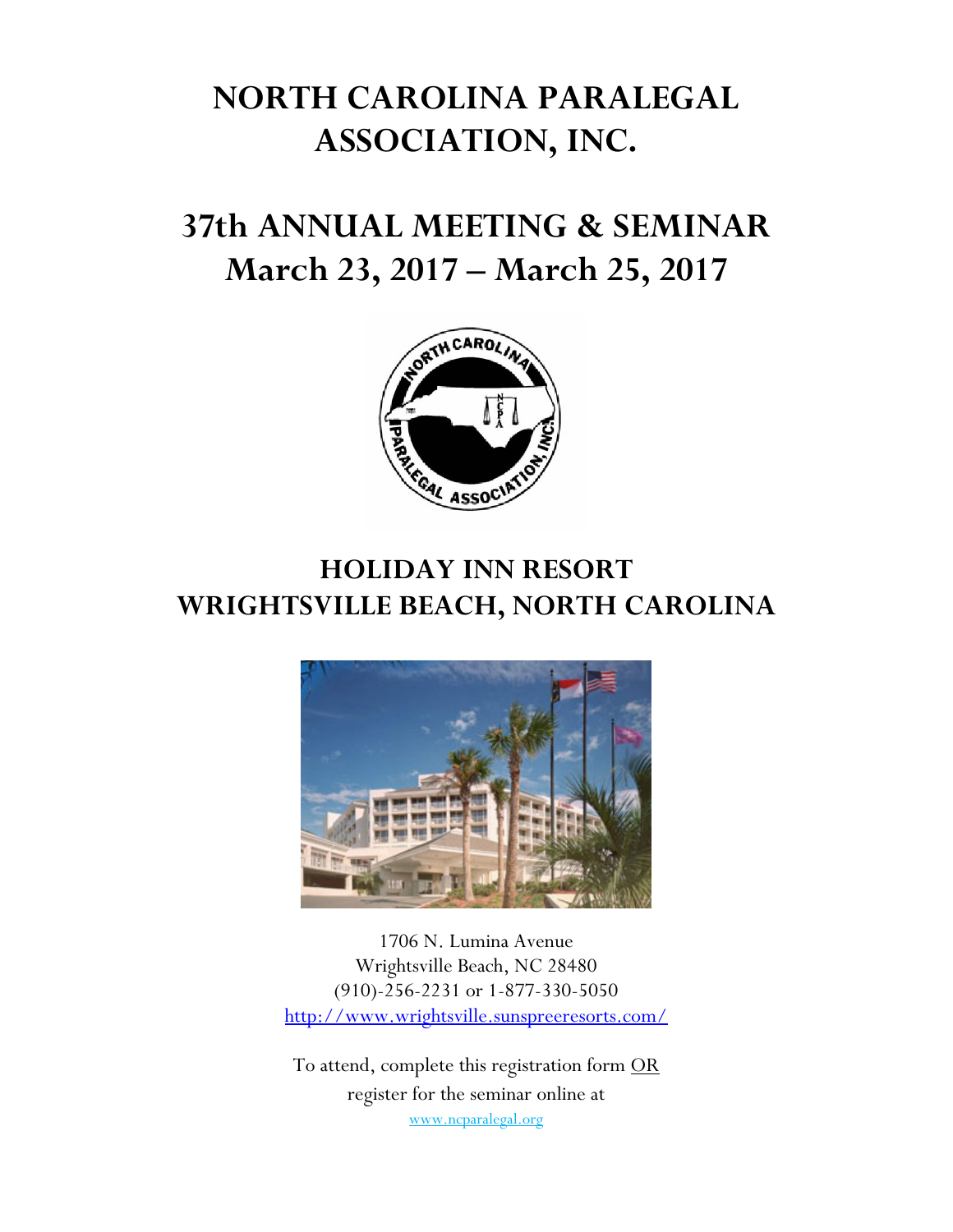# NORTH CAROLINA PARALEGAL ASSOCIATION, INC.

# 37th ANNUAL MEETING & SEMINAR
# March 23, 2017 – March 25, 2017

## HOLIDAY INN RESORT
## WRIGHTSVILLE BEACH, NORTH CAROLINA

1706 N. Lumina Avenue
Wrightsville Beach, NC 28480
(910)-256-2231 or 1-877-330-5050
http://www.wrightsville.sunspreeresorts.com/

To attend, complete this registration form OR register for the seminar online at
www.ncparalegal.org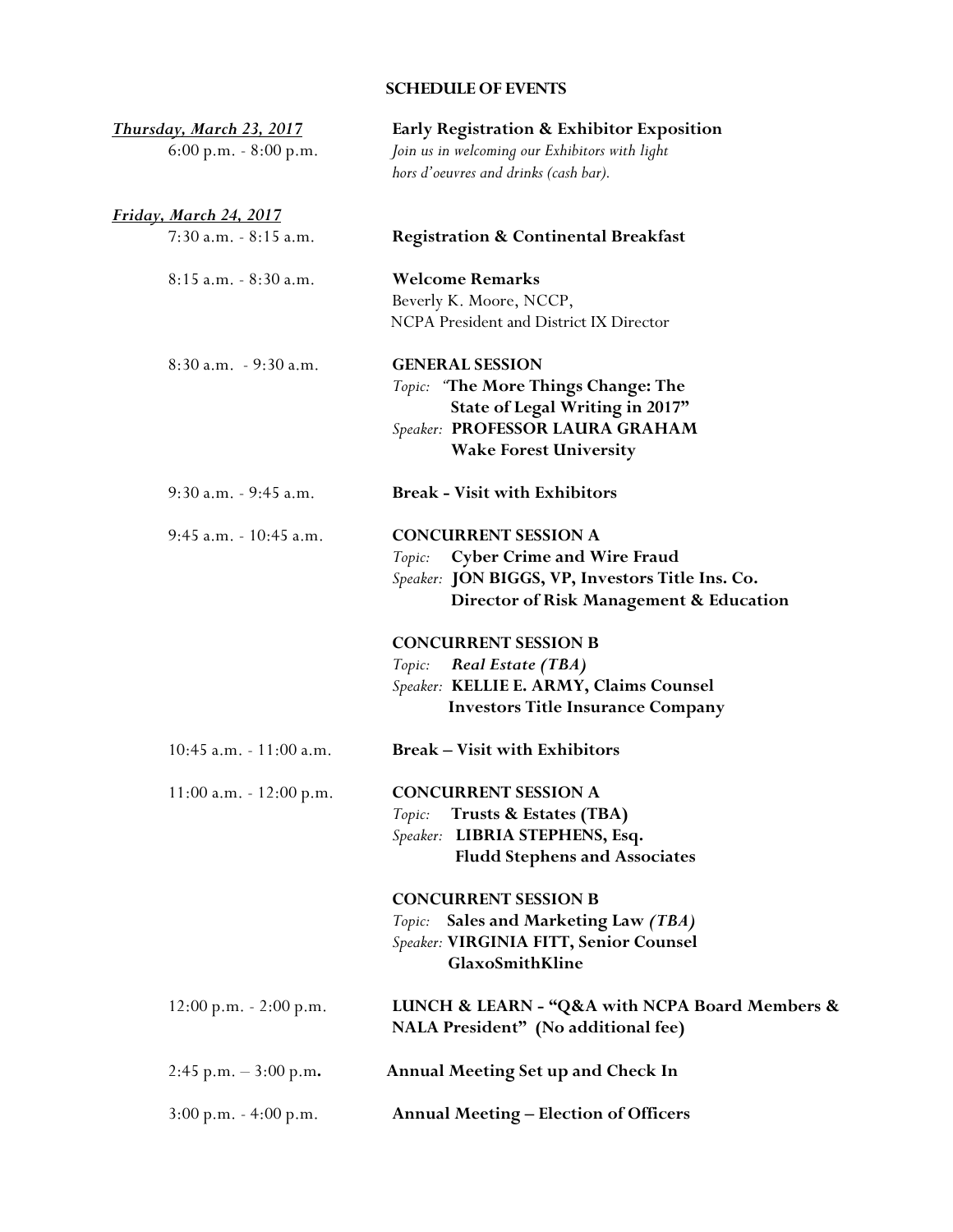## SCHEDULE OF EVENTS

***Thursday, March 23, 2017***

6:00 p.m. - 8:00 p.m. — **Early Registration & Exhibitor Exposition**
*Join us in welcoming our Exhibitors with light hors d'oeuvres and drinks (cash bar).*

***Friday, March 24, 2017***

7:30 a.m. - 8:15 a.m. — **Registration & Continental Breakfast**

8:15 a.m. - 8:30 a.m. — **Welcome Remarks**
Beverly K. Moore, NCCP,
NCPA President and District IX Director

8:30 a.m. - 9:30 a.m. — **GENERAL SESSION**
*Topic:* **"The More Things Change: The State of Legal Writing in 2017"**
*Speaker:* **PROFESSOR LAURA GRAHAM**
**Wake Forest University**

9:30 a.m. - 9:45 a.m. — **Break - Visit with Exhibitors**

9:45 a.m. - 10:45 a.m. — **CONCURRENT SESSION A**
*Topic:* **Cyber Crime and Wire Fraud**
*Speaker:* **JON BIGGS, VP, Investors Title Ins. Co.**
**Director of Risk Management & Education**

**CONCURRENT SESSION B**
*Topic:* ***Real Estate (TBA)***
*Speaker:* **KELLIE E. ARMY, Claims Counsel**
**Investors Title Insurance Company**

10:45 a.m. - 11:00 a.m. — **Break – Visit with Exhibitors**

11:00 a.m. - 12:00 p.m. — **CONCURRENT SESSION A**
*Topic:* **Trusts & Estates (TBA)**
*Speaker:* **LIBRIA STEPHENS, Esq.**
**Fludd Stephens and Associates**

**CONCURRENT SESSION B**
*Topic:* **Sales and Marketing Law *(TBA)***
*Speaker:* **VIRGINIA FITT, Senior Counsel**
**GlaxoSmithKline**

12:00 p.m. - 2:00 p.m. — **LUNCH & LEARN - "Q&A with NCPA Board Members & NALA President" (No additional fee)**

2:45 p.m. – 3:00 p.m. — **Annual Meeting Set up and Check In**

3:00 p.m. - 4:00 p.m. — **Annual Meeting – Election of Officers**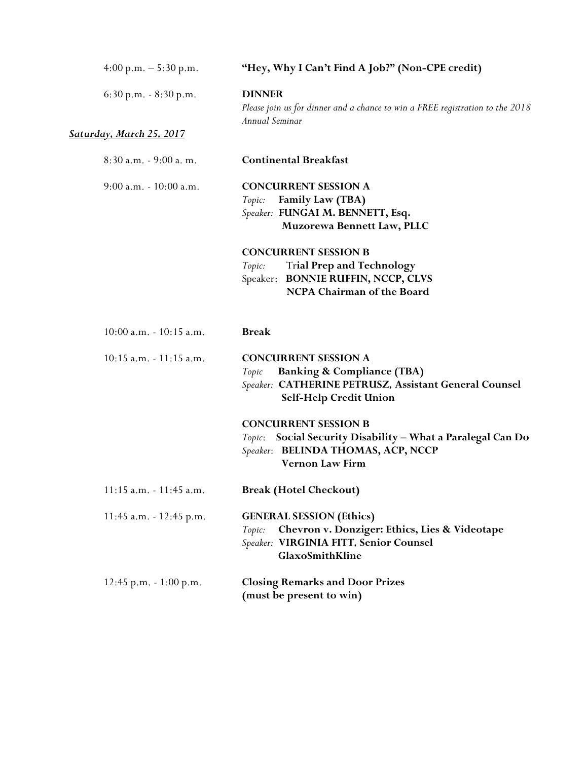4:00 p.m. – 5:30 p.m. **"Hey, Why I Can't Find A Job?" (Non-CPE credit)**

6:30 p.m. - 8:30 p.m. **DINNER**
*Please join us for dinner and a chance to win a FREE registration to the 2018 Annual Seminar*

***Saturday, March 25, 2017***

8:30 a.m. - 9:00 a. m. **Continental Breakfast**

9:00 a.m. - 10:00 a.m. **CONCURRENT SESSION A**
*Topic:* **Family Law (TBA)**
*Speaker:* **FUNGAI M. BENNETT, Esq.**
**Muzorewa Bennett Law, PLLC**

**CONCURRENT SESSION B**
*Topic:* **Trial Prep and Technology**
Speaker: **BONNIE RUFFIN, NCCP, CLVS**
**NCPA Chairman of the Board**

10:00 a.m. - 10:15 a.m. **Break**

10:15 a.m. - 11:15 a.m. **CONCURRENT SESSION A**
*Topic* **Banking & Compliance (TBA)**
*Speaker:* **CATHERINE PETRUSZ, Assistant General Counsel**
**Self-Help Credit Union**

**CONCURRENT SESSION B**
*Topic*: **Social Security Disability – What a Paralegal Can Do**
*Speaker*: **BELINDA THOMAS, ACP, NCCP**
**Vernon Law Firm**

11:15 a.m. - 11:45 a.m. **Break (Hotel Checkout)**

11:45 a.m. - 12:45 p.m. **GENERAL SESSION (Ethics)**
*Topic:* **Chevron v. Donziger: Ethics, Lies & Videotape**
*Speaker:* **VIRGINIA FITT, Senior Counsel**
**GlaxoSmithKline**

12:45 p.m. - 1:00 p.m. **Closing Remarks and Door Prizes**
**(must be present to win)**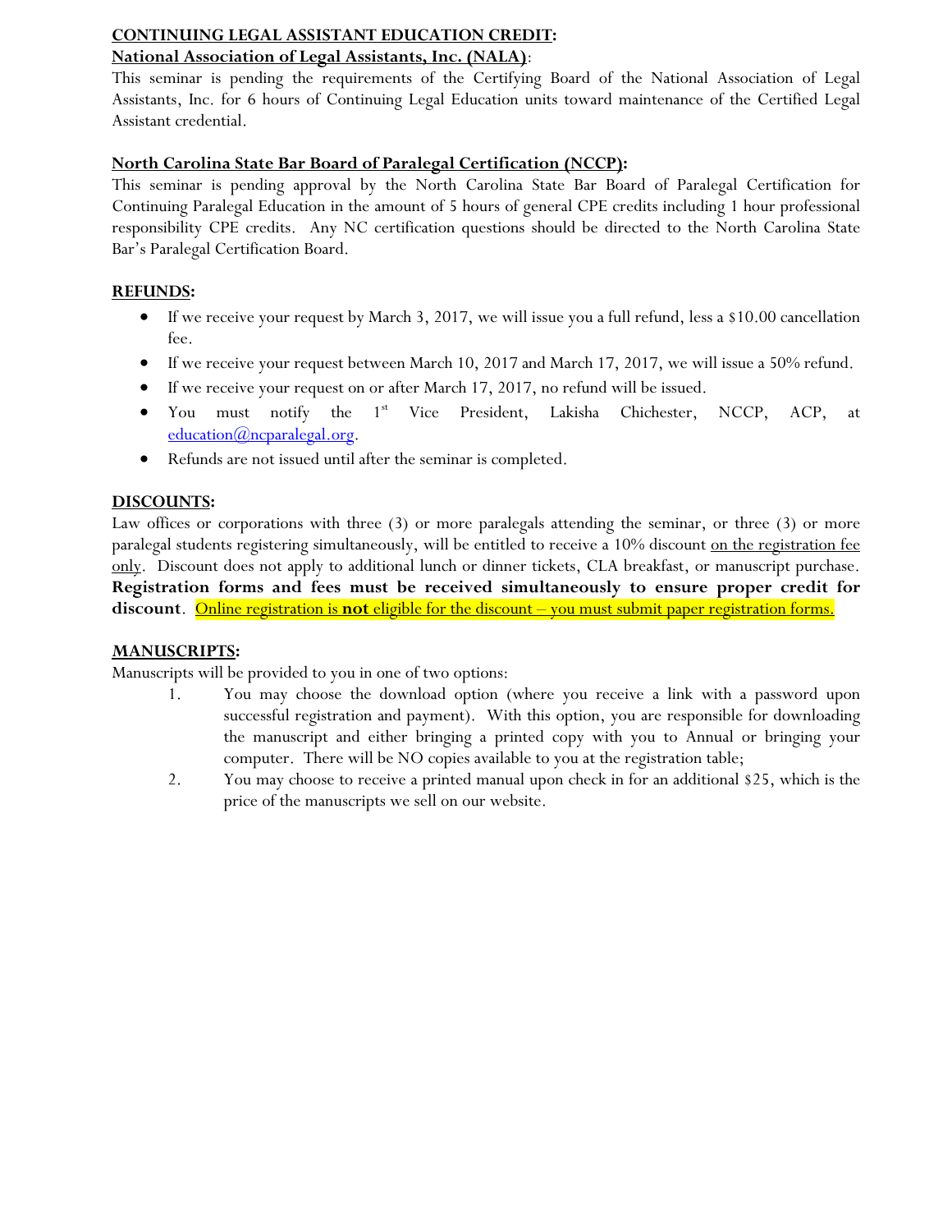## CONTINUING LEGAL ASSISTANT EDUCATION CREDIT:

### National Association of Legal Assistants, Inc. (NALA):

This seminar is pending the requirements of the Certifying Board of the National Association of Legal Assistants, Inc. for 6 hours of Continuing Legal Education units toward maintenance of the Certified Legal Assistant credential.

### North Carolina State Bar Board of Paralegal Certification (NCCP):

This seminar is pending approval by the North Carolina State Bar Board of Paralegal Certification for Continuing Paralegal Education in the amount of 5 hours of general CPE credits including 1 hour professional responsibility CPE credits. Any NC certification questions should be directed to the North Carolina State Bar's Paralegal Certification Board.

## REFUNDS:

- If we receive your request by March 3, 2017, we will issue you a full refund, less a $10.00 cancellation fee.
- If we receive your request between March 10, 2017 and March 17, 2017, we will issue a 50% refund.
- If we receive your request on or after March 17, 2017, no refund will be issued.
- You must notify the 1st Vice President, Lakisha Chichester, NCCP, ACP, at education@ncparalegal.org.
- Refunds are not issued until after the seminar is completed.

## DISCOUNTS:

Law offices or corporations with three (3) or more paralegals attending the seminar, or three (3) or more paralegal students registering simultaneously, will be entitled to receive a 10% discount on the registration fee only. Discount does not apply to additional lunch or dinner tickets, CLA breakfast, or manuscript purchase. **Registration forms and fees must be received simultaneously to ensure proper credit for discount**. Online registration is **not** eligible for the discount – you must submit paper registration forms.

## MANUSCRIPTS:

Manuscripts will be provided to you in one of two options:

1. You may choose the download option (where you receive a link with a password upon successful registration and payment). With this option, you are responsible for downloading the manuscript and either bringing a printed copy with you to Annual or bringing your computer. There will be NO copies available to you at the registration table;
2. You may choose to receive a printed manual upon check in for an additional $25, which is the price of the manuscripts we sell on our website.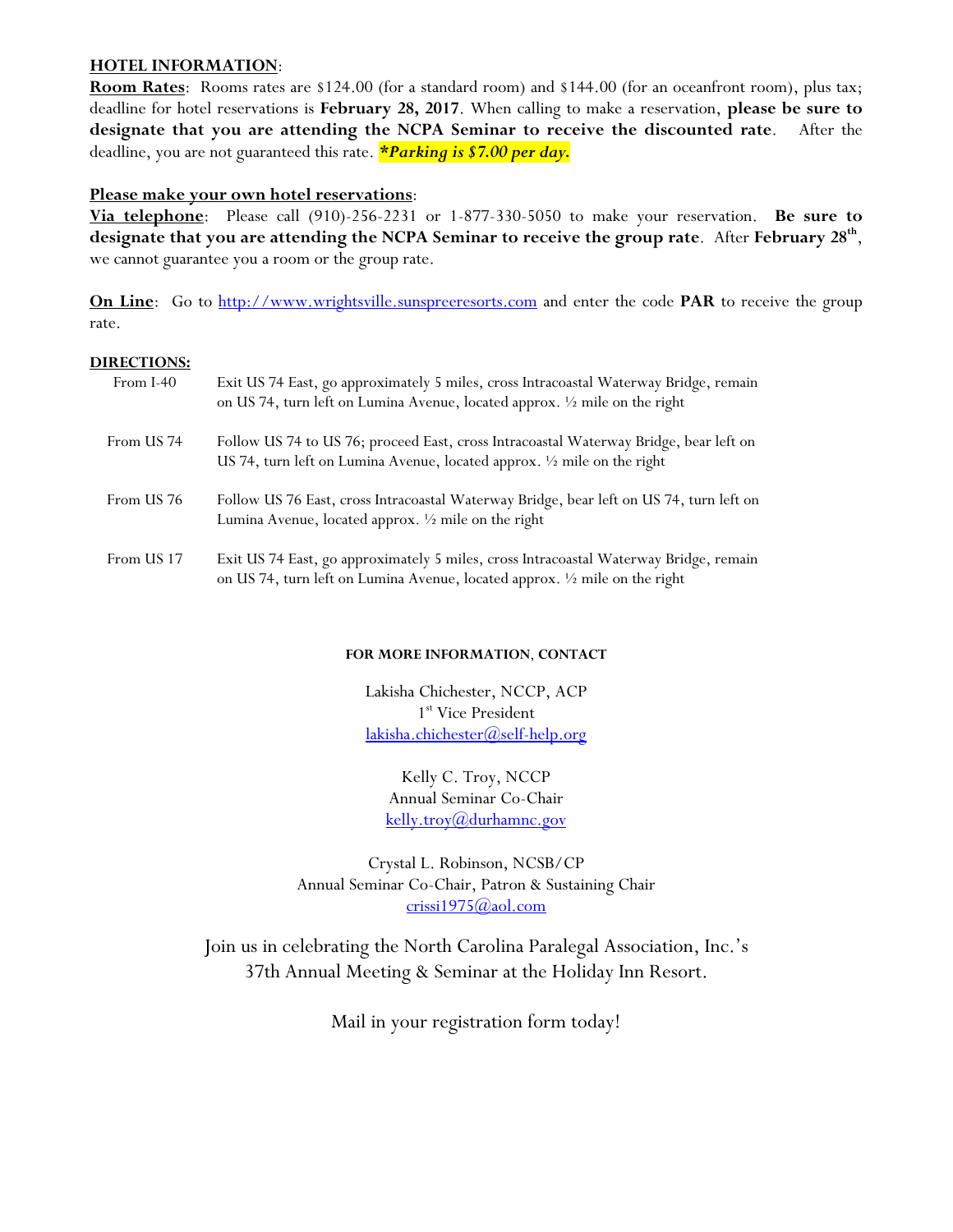**HOTEL INFORMATION**:

**Room Rates**: Rooms rates are $124.00 (for a standard room) and $144.00 (for an oceanfront room), plus tax; deadline for hotel reservations is **February 28, 2017**. When calling to make a reservation, **please be sure to designate that you are attending the NCPA Seminar to receive the discounted rate**. After the deadline, you are not guaranteed this rate. ***\*Parking is $7.00 per day.***

**Please make your own hotel reservations**:

**Via telephone**: Please call (910)-256-2231 or 1-877-330-5050 to make your reservation. **Be sure to designate that you are attending the NCPA Seminar to receive the group rate**. After **February 28th**, we cannot guarantee you a room or the group rate.

**On Line**: Go to http://www.wrightsville.sunspreeresorts.com and enter the code **PAR** to receive the group rate.

**DIRECTIONS:**

| | |
|---|---|
| From I-40 | Exit US 74 East, go approximately 5 miles, cross Intracoastal Waterway Bridge, remain on US 74, turn left on Lumina Avenue, located approx. ½ mile on the right |
| From US 74 | Follow US 74 to US 76; proceed East, cross Intracoastal Waterway Bridge, bear left on US 74, turn left on Lumina Avenue, located approx. ½ mile on the right |
| From US 76 | Follow US 76 East, cross Intracoastal Waterway Bridge, bear left on US 74, turn left on Lumina Avenue, located approx. ½ mile on the right |
| From US 17 | Exit US 74 East, go approximately 5 miles, cross Intracoastal Waterway Bridge, remain on US 74, turn left on Lumina Avenue, located approx. ½ mile on the right |

**FOR MORE INFORMATION, CONTACT**

Lakisha Chichester, NCCP, ACP
1st Vice President
lakisha.chichester@self-help.org

Kelly C. Troy, NCCP
Annual Seminar Co-Chair
kelly.troy@durhamnc.gov

Crystal L. Robinson, NCSB/CP
Annual Seminar Co-Chair, Patron & Sustaining Chair
crissi1975@aol.com

Join us in celebrating the North Carolina Paralegal Association, Inc.'s 37th Annual Meeting & Seminar at the Holiday Inn Resort.

Mail in your registration form today!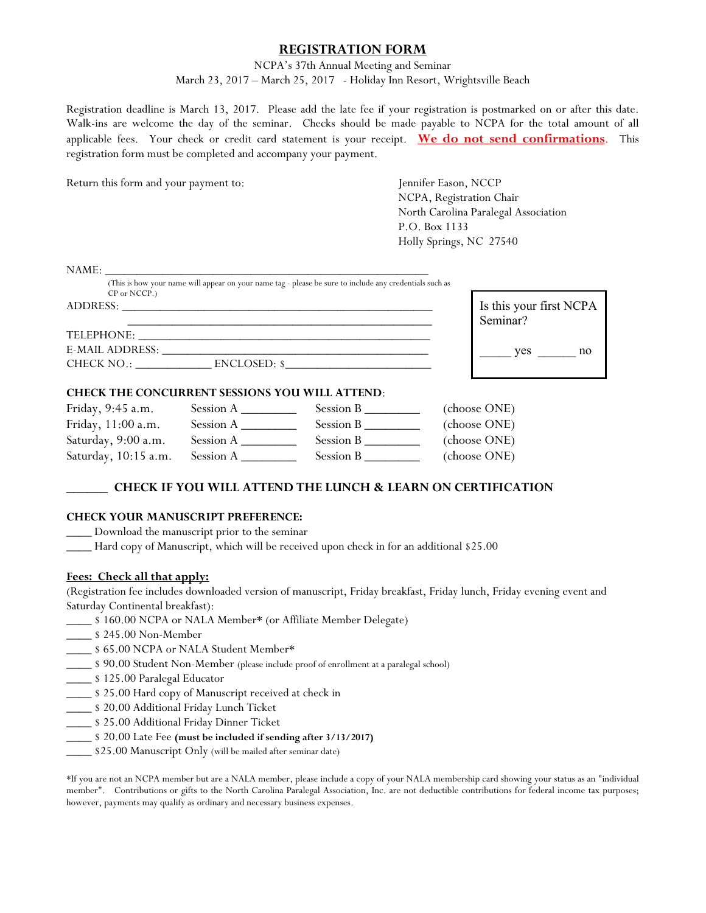# REGISTRATION FORM

NCPA's 37th Annual Meeting and Seminar

March 23, 2017 – March 25, 2017 - Holiday Inn Resort, Wrightsville Beach

Registration deadline is March 13, 2017. Please add the late fee if your registration is postmarked on or after this date. Walk-ins are welcome the day of the seminar. Checks should be made payable to NCPA for the total amount of all applicable fees. Your check or credit card statement is your receipt. **We do not send confirmations**. This registration form must be completed and accompany your payment.

Return this form and your payment to:

Jennifer Eason, NCCP
NCPA, Registration Chair
North Carolina Paralegal Association
P.O. Box 1133
Holly Springs, NC 27540

NAME: ________________________________________________

(This is how your name will appear on your name tag - please be sure to include any credentials such as CP or NCCP.)

ADDRESS: ______________________________________________

______________________________________________

TELEPHONE: ____________________________________________

E-MAIL ADDRESS: _______________________________________

CHECK NO.: ____________ ENCLOSED: $______________________

Is this your first NCPA Seminar?

_____ yes ______ no

**CHECK THE CONCURRENT SESSIONS YOU WILL ATTEND**:

| | | | |
|---|---|---|---|
| Friday, 9:45 a.m. | Session A ________ | Session B ________ | (choose ONE) |
| Friday, 11:00 a.m. | Session A ________ | Session B ________ | (choose ONE) |
| Saturday, 9:00 a.m. | Session A ________ | Session B ________ | (choose ONE) |
| Saturday, 10:15 a.m. | Session A ________ | Session B ________ | (choose ONE) |

**______ CHECK IF YOU WILL ATTEND THE LUNCH & LEARN ON CERTIFICATION**

**CHECK YOUR MANUSCRIPT PREFERENCE:**

____ Download the manuscript prior to the seminar

____ Hard copy of Manuscript, which will be received upon check in for an additional $25.00

**Fees: Check all that apply:**

(Registration fee includes downloaded version of manuscript, Friday breakfast, Friday lunch, Friday evening event and Saturday Continental breakfast):

____ $ 160.00 NCPA or NALA Member* (or Affiliate Member Delegate)

____ $ 245.00 Non-Member

____ $ 65.00 NCPA or NALA Student Member*

____ $ 90.00 Student Non-Member (please include proof of enrollment at a paralegal school)

____ $ 125.00 Paralegal Educator

____ $ 25.00 Hard copy of Manuscript received at check in

____ $ 20.00 Additional Friday Lunch Ticket

____ $ 25.00 Additional Friday Dinner Ticket

____ $ 20.00 Late Fee **(must be included if sending after 3/13/2017)**

____ $25.00 Manuscript Only (will be mailed after seminar date)

*If you are not an NCPA member but are a NALA member, please include a copy of your NALA membership card showing your status as an "individual member". Contributions or gifts to the North Carolina Paralegal Association, Inc. are not deductible contributions for federal income tax purposes; however, payments may qualify as ordinary and necessary business expenses.